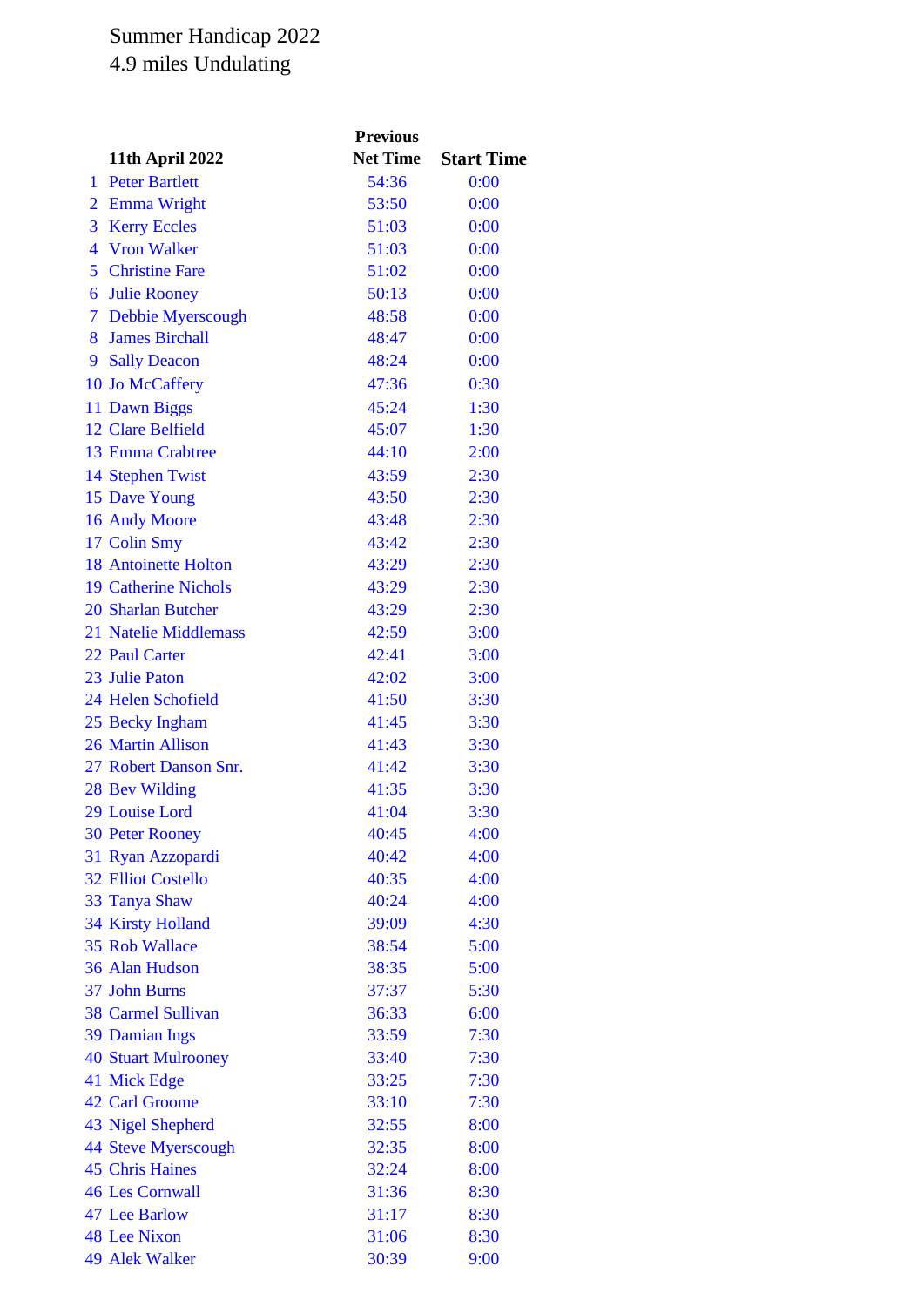Summer Handicap 2022

4.9 miles Undulating

| | 11th April 2022 | Previous Net Time | Start Time |
|---|---|---|---|
| 1 | Peter Bartlett | 54:36 | 0:00 |
| 2 | Emma Wright | 53:50 | 0:00 |
| 3 | Kerry Eccles | 51:03 | 0:00 |
| 4 | Vron Walker | 51:03 | 0:00 |
| 5 | Christine Fare | 51:02 | 0:00 |
| 6 | Julie Rooney | 50:13 | 0:00 |
| 7 | Debbie Myerscough | 48:58 | 0:00 |
| 8 | James Birchall | 48:47 | 0:00 |
| 9 | Sally Deacon | 48:24 | 0:00 |
| 10 | Jo McCaffery | 47:36 | 0:30 |
| 11 | Dawn Biggs | 45:24 | 1:30 |
| 12 | Clare Belfield | 45:07 | 1:30 |
| 13 | Emma Crabtree | 44:10 | 2:00 |
| 14 | Stephen Twist | 43:59 | 2:30 |
| 15 | Dave Young | 43:50 | 2:30 |
| 16 | Andy Moore | 43:48 | 2:30 |
| 17 | Colin Smy | 43:42 | 2:30 |
| 18 | Antoinette Holton | 43:29 | 2:30 |
| 19 | Catherine Nichols | 43:29 | 2:30 |
| 20 | Sharlan Butcher | 43:29 | 2:30 |
| 21 | Natelie Middlemass | 42:59 | 3:00 |
| 22 | Paul Carter | 42:41 | 3:00 |
| 23 | Julie Paton | 42:02 | 3:00 |
| 24 | Helen Schofield | 41:50 | 3:30 |
| 25 | Becky Ingham | 41:45 | 3:30 |
| 26 | Martin Allison | 41:43 | 3:30 |
| 27 | Robert Danson Snr. | 41:42 | 3:30 |
| 28 | Bev Wilding | 41:35 | 3:30 |
| 29 | Louise Lord | 41:04 | 3:30 |
| 30 | Peter Rooney | 40:45 | 4:00 |
| 31 | Ryan Azzopardi | 40:42 | 4:00 |
| 32 | Elliot Costello | 40:35 | 4:00 |
| 33 | Tanya Shaw | 40:24 | 4:00 |
| 34 | Kirsty Holland | 39:09 | 4:30 |
| 35 | Rob Wallace | 38:54 | 5:00 |
| 36 | Alan Hudson | 38:35 | 5:00 |
| 37 | John Burns | 37:37 | 5:30 |
| 38 | Carmel Sullivan | 36:33 | 6:00 |
| 39 | Damian Ings | 33:59 | 7:30 |
| 40 | Stuart Mulrooney | 33:40 | 7:30 |
| 41 | Mick Edge | 33:25 | 7:30 |
| 42 | Carl Groome | 33:10 | 7:30 |
| 43 | Nigel Shepherd | 32:55 | 8:00 |
| 44 | Steve Myerscough | 32:35 | 8:00 |
| 45 | Chris Haines | 32:24 | 8:00 |
| 46 | Les Cornwall | 31:36 | 8:30 |
| 47 | Lee Barlow | 31:17 | 8:30 |
| 48 | Lee Nixon | 31:06 | 8:30 |
| 49 | Alek Walker | 30:39 | 9:00 |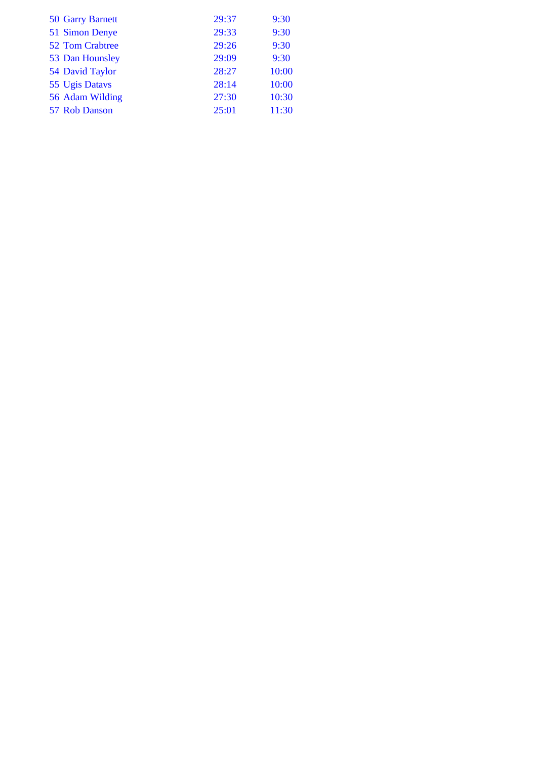| | | | |
|---|---|---|---|
| 50 | Garry Barnett | 29:37 | 9:30 |
| 51 | Simon Denye | 29:33 | 9:30 |
| 52 | Tom Crabtree | 29:26 | 9:30 |
| 53 | Dan Hounsley | 29:09 | 9:30 |
| 54 | David Taylor | 28:27 | 10:00 |
| 55 | Ugis Datavs | 28:14 | 10:00 |
| 56 | Adam Wilding | 27:30 | 10:30 |
| 57 | Rob Danson | 25:01 | 11:30 |